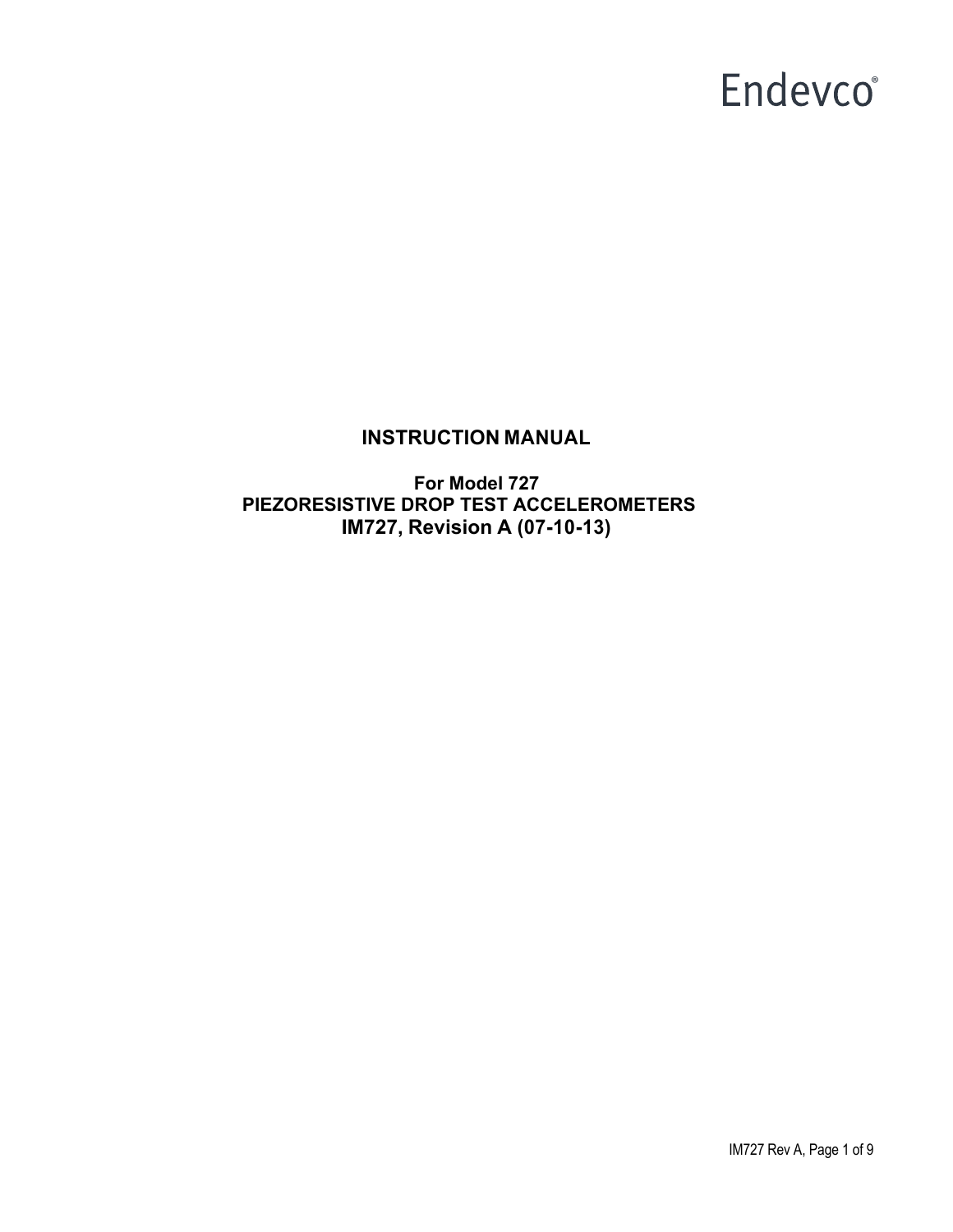Endevco®

# INSTRUCTION MANUAL

**For Model 727**
**PIEZORESISTIVE DROP TEST ACCELEROMETERS**
**IM727, Revision A (07-10-13)**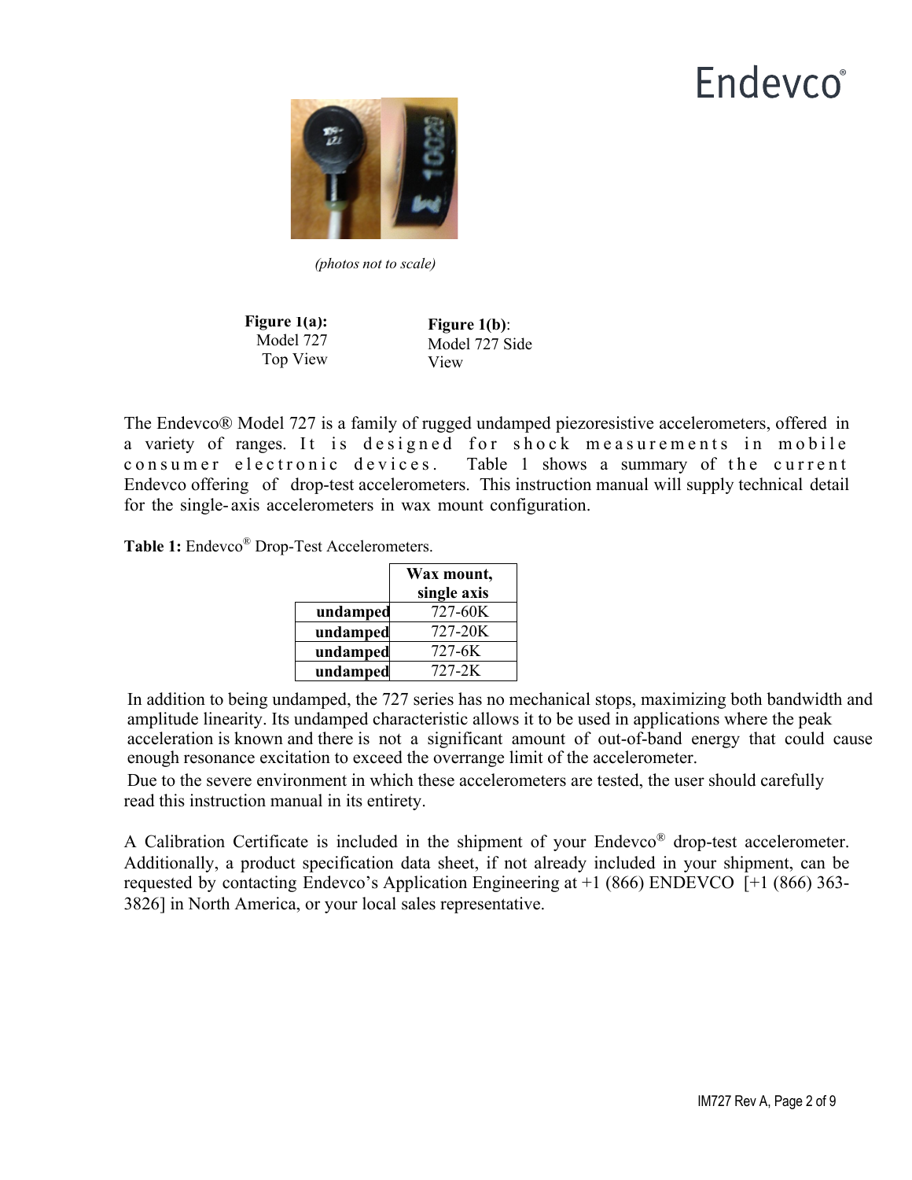(photos not to scale)

**Figure 1(a):** Model 727 Top View

**Figure 1(b)**: Model 727 Side View

The Endevco® Model 727 is a family of rugged undamped piezoresistive accelerometers, offered in a variety of ranges. It is designed for shock measurements in mobile consumer electronic devices. Table 1 shows a summary of the current Endevco offering of drop-test accelerometers. This instruction manual will supply technical detail for the single-axis accelerometers in wax mount configuration.

**Table 1:** Endevco® Drop-Test Accelerometers.

| | **Wax mount, single axis** |
|---|---|
| **undamped** | 727-60K |
| **undamped** | 727-20K |
| **undamped** | 727-6K |
| **undamped** | 727-2K |

In addition to being undamped, the 727 series has no mechanical stops, maximizing both bandwidth and amplitude linearity. Its undamped characteristic allows it to be used in applications where the peak acceleration is known and there is not a significant amount of out-of-band energy that could cause enough resonance excitation to exceed the overrange limit of the accelerometer.

Due to the severe environment in which these accelerometers are tested, the user should carefully read this instruction manual in its entirety.

A Calibration Certificate is included in the shipment of your Endevco® drop-test accelerometer. Additionally, a product specification data sheet, if not already included in your shipment, can be requested by contacting Endevco's Application Engineering at +1 (866) ENDEVCO [+1 (866) 363-3826] in North America, or your local sales representative.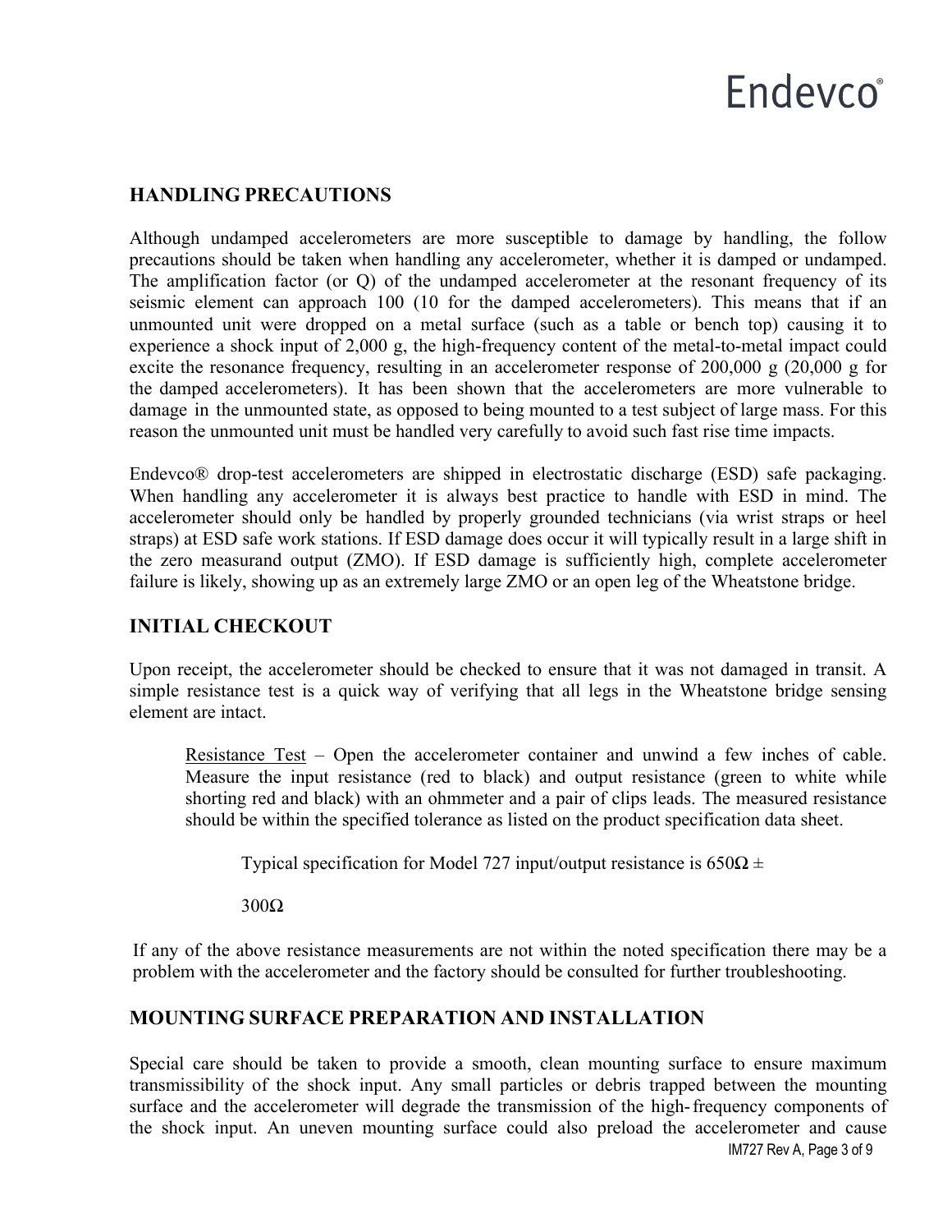## HANDLING PRECAUTIONS

Although undamped accelerometers are more susceptible to damage by handling, the follow precautions should be taken when handling any accelerometer, whether it is damped or undamped. The amplification factor (or Q) of the undamped accelerometer at the resonant frequency of its seismic element can approach 100 (10 for the damped accelerometers). This means that if an unmounted unit were dropped on a metal surface (such as a table or bench top) causing it to experience a shock input of 2,000 g, the high-frequency content of the metal-to-metal impact could excite the resonance frequency, resulting in an accelerometer response of 200,000 g (20,000 g for the damped accelerometers). It has been shown that the accelerometers are more vulnerable to damage in the unmounted state, as opposed to being mounted to a test subject of large mass. For this reason the unmounted unit must be handled very carefully to avoid such fast rise time impacts.

Endevco® drop-test accelerometers are shipped in electrostatic discharge (ESD) safe packaging. When handling any accelerometer it is always best practice to handle with ESD in mind. The accelerometer should only be handled by properly grounded technicians (via wrist straps or heel straps) at ESD safe work stations. If ESD damage does occur it will typically result in a large shift in the zero measurand output (ZMO). If ESD damage is sufficiently high, complete accelerometer failure is likely, showing up as an extremely large ZMO or an open leg of the Wheatstone bridge.

## INITIAL CHECKOUT

Upon receipt, the accelerometer should be checked to ensure that it was not damaged in transit. A simple resistance test is a quick way of verifying that all legs in the Wheatstone bridge sensing element are intact.

> Resistance Test – Open the accelerometer container and unwind a few inches of cable. Measure the input resistance (red to black) and output resistance (green to white while shorting red and black) with an ohmmeter and a pair of clips leads. The measured resistance should be within the specified tolerance as listed on the product specification data sheet.
>
> Typical specification for Model 727 input/output resistance is 650Ω ± 300Ω

If any of the above resistance measurements are not within the noted specification there may be a problem with the accelerometer and the factory should be consulted for further troubleshooting.

## MOUNTING SURFACE PREPARATION AND INSTALLATION

Special care should be taken to provide a smooth, clean mounting surface to ensure maximum transmissibility of the shock input. Any small particles or debris trapped between the mounting surface and the accelerometer will degrade the transmission of the high-frequency components of the shock input. An uneven mounting surface could also preload the accelerometer and cause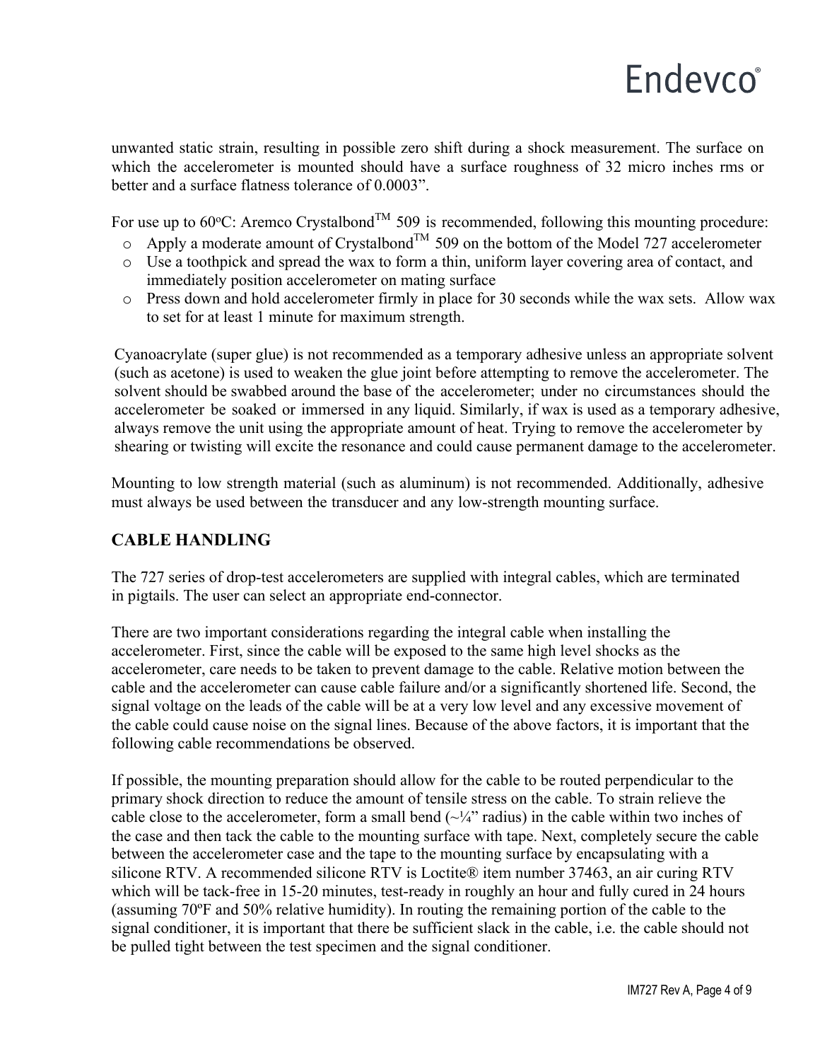unwanted static strain, resulting in possible zero shift during a shock measurement. The surface on which the accelerometer is mounted should have a surface roughness of 32 micro inches rms or better and a surface flatness tolerance of 0.0003".

For use up to 60°C: Aremco Crystalbond™ 509 is recommended, following this mounting procedure:

- Apply a moderate amount of Crystalbond™ 509 on the bottom of the Model 727 accelerometer
- Use a toothpick and spread the wax to form a thin, uniform layer covering area of contact, and immediately position accelerometer on mating surface
- Press down and hold accelerometer firmly in place for 30 seconds while the wax sets. Allow wax to set for at least 1 minute for maximum strength.

Cyanoacrylate (super glue) is not recommended as a temporary adhesive unless an appropriate solvent (such as acetone) is used to weaken the glue joint before attempting to remove the accelerometer. The solvent should be swabbed around the base of the accelerometer; under no circumstances should the accelerometer be soaked or immersed in any liquid. Similarly, if wax is used as a temporary adhesive, always remove the unit using the appropriate amount of heat. Trying to remove the accelerometer by shearing or twisting will excite the resonance and could cause permanent damage to the accelerometer.

Mounting to low strength material (such as aluminum) is not recommended. Additionally, adhesive must always be used between the transducer and any low-strength mounting surface.

## CABLE HANDLING

The 727 series of drop-test accelerometers are supplied with integral cables, which are terminated in pigtails. The user can select an appropriate end-connector.

There are two important considerations regarding the integral cable when installing the accelerometer. First, since the cable will be exposed to the same high level shocks as the accelerometer, care needs to be taken to prevent damage to the cable. Relative motion between the cable and the accelerometer can cause cable failure and/or a significantly shortened life. Second, the signal voltage on the leads of the cable will be at a very low level and any excessive movement of the cable could cause noise on the signal lines. Because of the above factors, it is important that the following cable recommendations be observed.

If possible, the mounting preparation should allow for the cable to be routed perpendicular to the primary shock direction to reduce the amount of tensile stress on the cable. To strain relieve the cable close to the accelerometer, form a small bend (~¼" radius) in the cable within two inches of the case and then tack the cable to the mounting surface with tape. Next, completely secure the cable between the accelerometer case and the tape to the mounting surface by encapsulating with a silicone RTV. A recommended silicone RTV is Loctite® item number 37463, an air curing RTV which will be tack-free in 15-20 minutes, test-ready in roughly an hour and fully cured in 24 hours (assuming 70ºF and 50% relative humidity). In routing the remaining portion of the cable to the signal conditioner, it is important that there be sufficient slack in the cable, i.e. the cable should not be pulled tight between the test specimen and the signal conditioner.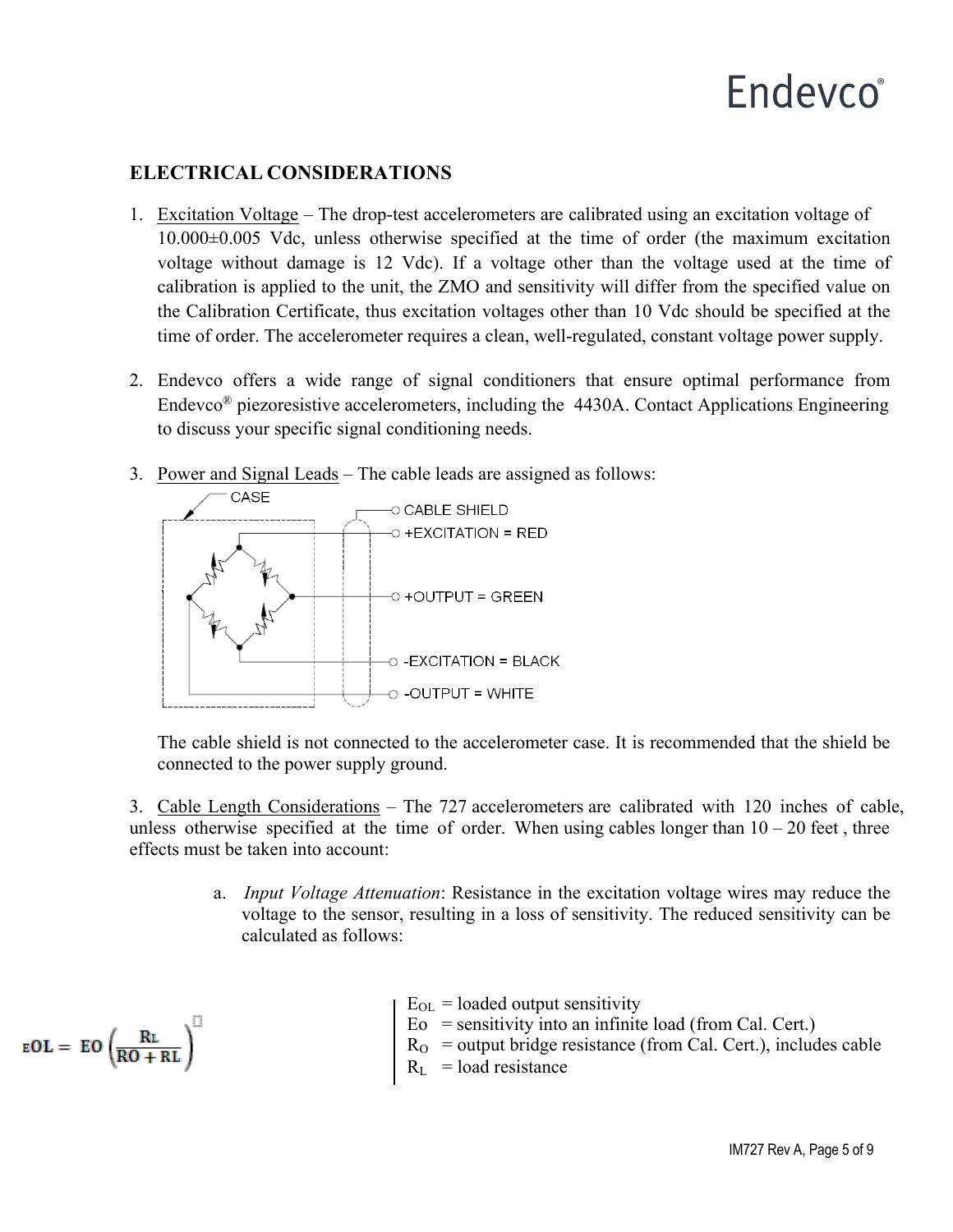## ELECTRICAL CONSIDERATIONS

1. Excitation Voltage – The drop-test accelerometers are calibrated using an excitation voltage of 10.000±0.005 Vdc, unless otherwise specified at the time of order (the maximum excitation voltage without damage is 12 Vdc). If a voltage other than the voltage used at the time of calibration is applied to the unit, the ZMO and sensitivity will differ from the specified value on the Calibration Certificate, thus excitation voltages other than 10 Vdc should be specified at the time of order. The accelerometer requires a clean, well-regulated, constant voltage power supply.

2. Endevco offers a wide range of signal conditioners that ensure optimal performance from Endevco® piezoresistive accelerometers, including the 4430A. Contact Applications Engineering to discuss your specific signal conditioning needs.

3. Power and Signal Leads – The cable leads are assigned as follows:

   CASE
   CABLE SHIELD
   +EXCITATION = RED
   +OUTPUT = GREEN
   -EXCITATION = BLACK
   -OUTPUT = WHITE

   The cable shield is not connected to the accelerometer case. It is recommended that the shield be connected to the power supply ground.

3. Cable Length Considerations – The 727 accelerometers are calibrated with 120 inches of cable, unless otherwise specified at the time of order. When using cables longer than 10 – 20 feet , three effects must be taken into account:

   a. *Input Voltage Attenuation*: Resistance in the excitation voltage wires may reduce the voltage to the sensor, resulting in a loss of sensitivity. The reduced sensitivity can be calculated as follows:

$$E_{OL} = E_O \left( \frac{R_L}{R_O + R_L} \right)$$

$E_{OL}$ = loaded output sensitivity
$E_O$ = sensitivity into an infinite load (from Cal. Cert.)
$R_O$ = output bridge resistance (from Cal. Cert.), includes cable
$R_L$ = load resistance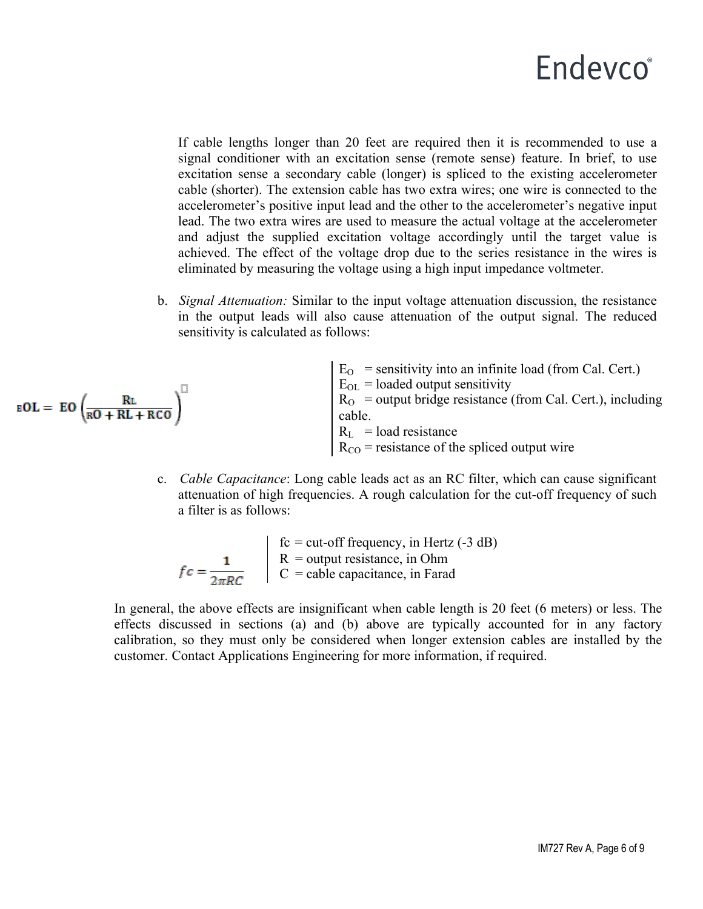If cable lengths longer than 20 feet are required then it is recommended to use a signal conditioner with an excitation sense (remote sense) feature. In brief, to use excitation sense a secondary cable (longer) is spliced to the existing accelerometer cable (shorter). The extension cable has two extra wires; one wire is connected to the accelerometer's positive input lead and the other to the accelerometer's negative input lead. The two extra wires are used to measure the actual voltage at the accelerometer and adjust the supplied excitation voltage accordingly until the target value is achieved. The effect of the voltage drop due to the series resistance in the wires is eliminated by measuring the voltage using a high input impedance voltmeter.

b. *Signal Attenuation:* Similar to the input voltage attenuation discussion, the resistance in the output leads will also cause attenuation of the output signal. The reduced sensitivity is calculated as follows:

$$E_{OL} = E_O \left( \frac{R_L}{R_O + R_L + R_{CO}} \right)$$

$E_O$ = sensitivity into an infinite load (from Cal. Cert.)
$E_{OL}$ = loaded output sensitivity
$R_O$ = output bridge resistance (from Cal. Cert.), including cable.
$R_L$ = load resistance
$R_{CO}$ = resistance of the spliced output wire

c. *Cable Capacitance*: Long cable leads act as an RC filter, which can cause significant attenuation of high frequencies. A rough calculation for the cut-off frequency of such a filter is as follows:

$$fc = \frac{1}{2\pi RC}$$

fc = cut-off frequency, in Hertz (-3 dB)
R = output resistance, in Ohm
C = cable capacitance, in Farad

In general, the above effects are insignificant when cable length is 20 feet (6 meters) or less. The effects discussed in sections (a) and (b) above are typically accounted for in any factory calibration, so they must only be considered when longer extension cables are installed by the customer. Contact Applications Engineering for more information, if required.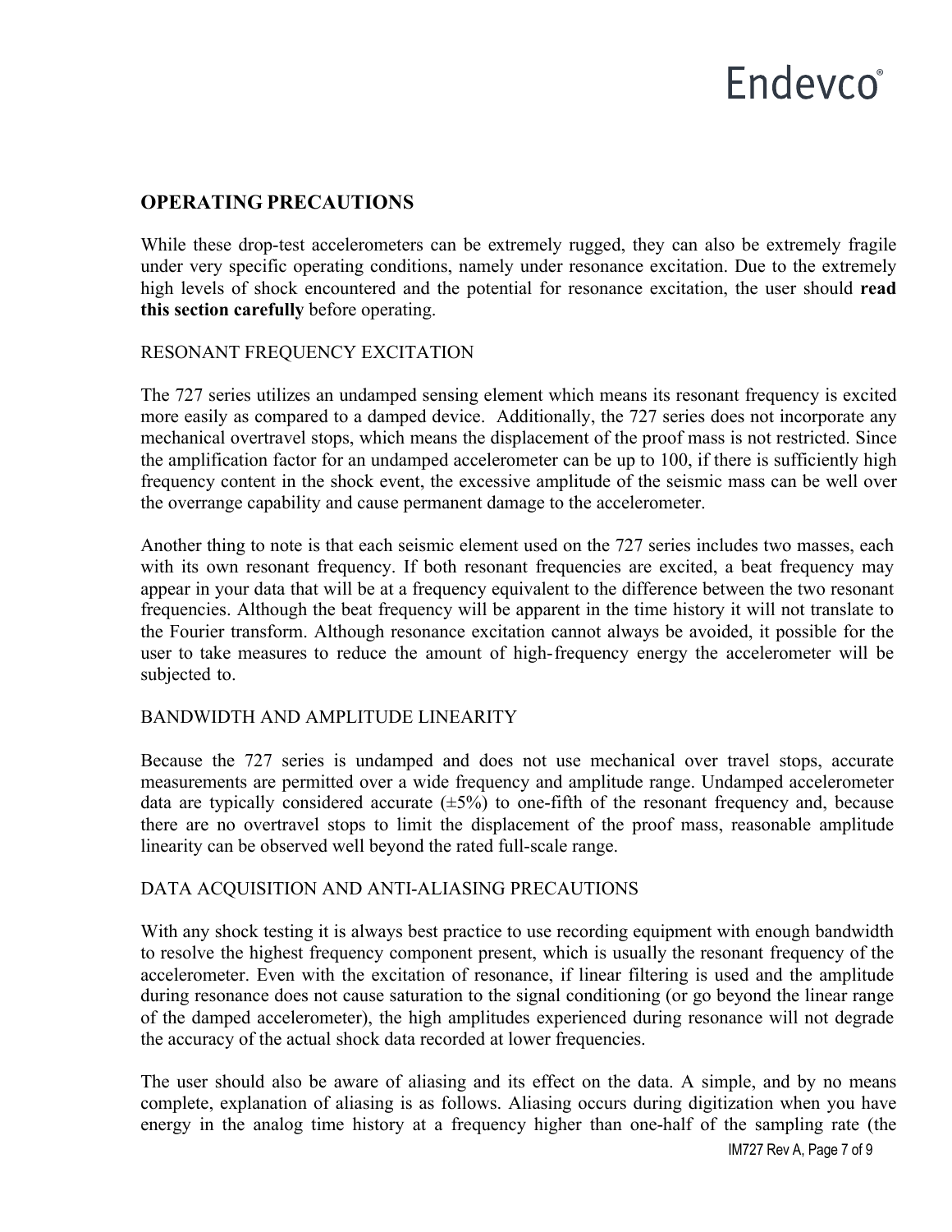## OPERATING PRECAUTIONS

While these drop-test accelerometers can be extremely rugged, they can also be extremely fragile under very specific operating conditions, namely under resonance excitation. Due to the extremely high levels of shock encountered and the potential for resonance excitation, the user should **read this section carefully** before operating.

### RESONANT FREQUENCY EXCITATION

The 727 series utilizes an undamped sensing element which means its resonant frequency is excited more easily as compared to a damped device. Additionally, the 727 series does not incorporate any mechanical overtravel stops, which means the displacement of the proof mass is not restricted. Since the amplification factor for an undamped accelerometer can be up to 100, if there is sufficiently high frequency content in the shock event, the excessive amplitude of the seismic mass can be well over the overrange capability and cause permanent damage to the accelerometer.

Another thing to note is that each seismic element used on the 727 series includes two masses, each with its own resonant frequency. If both resonant frequencies are excited, a beat frequency may appear in your data that will be at a frequency equivalent to the difference between the two resonant frequencies. Although the beat frequency will be apparent in the time history it will not translate to the Fourier transform. Although resonance excitation cannot always be avoided, it possible for the user to take measures to reduce the amount of high-frequency energy the accelerometer will be subjected to.

### BANDWIDTH AND AMPLITUDE LINEARITY

Because the 727 series is undamped and does not use mechanical over travel stops, accurate measurements are permitted over a wide frequency and amplitude range. Undamped accelerometer data are typically considered accurate (±5%) to one-fifth of the resonant frequency and, because there are no overtravel stops to limit the displacement of the proof mass, reasonable amplitude linearity can be observed well beyond the rated full-scale range.

### DATA ACQUISITION AND ANTI-ALIASING PRECAUTIONS

With any shock testing it is always best practice to use recording equipment with enough bandwidth to resolve the highest frequency component present, which is usually the resonant frequency of the accelerometer. Even with the excitation of resonance, if linear filtering is used and the amplitude during resonance does not cause saturation to the signal conditioning (or go beyond the linear range of the damped accelerometer), the high amplitudes experienced during resonance will not degrade the accuracy of the actual shock data recorded at lower frequencies.

The user should also be aware of aliasing and its effect on the data. A simple, and by no means complete, explanation of aliasing is as follows. Aliasing occurs during digitization when you have energy in the analog time history at a frequency higher than one-half of the sampling rate (the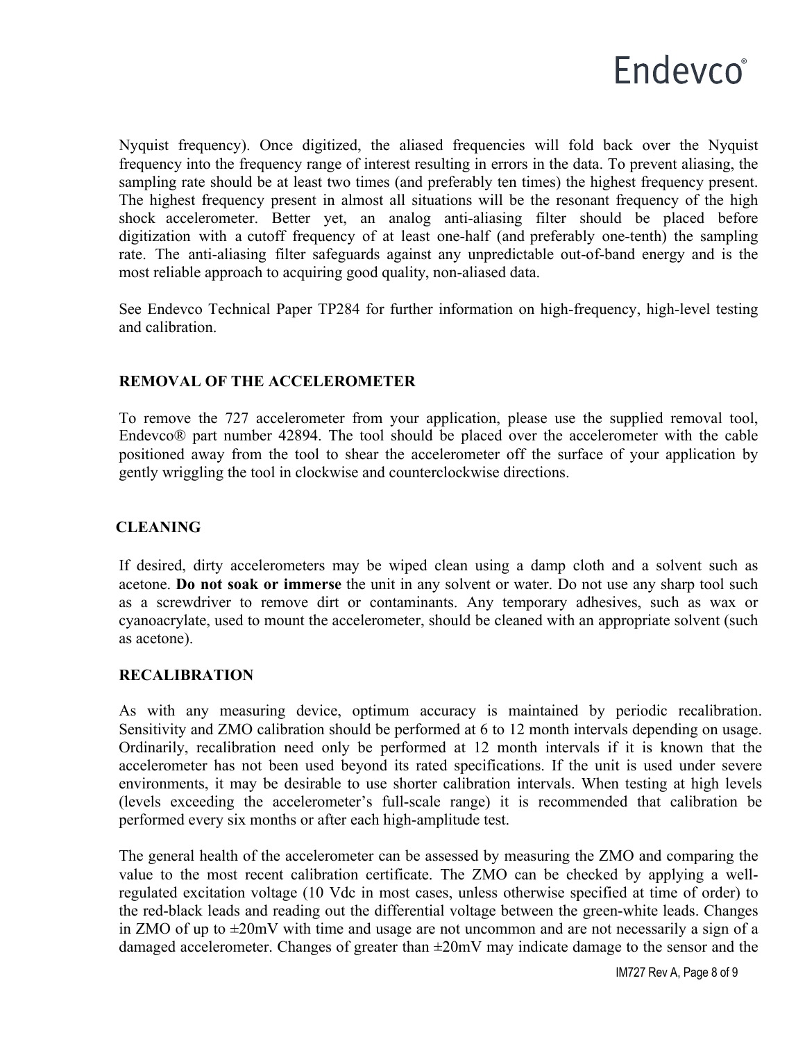Nyquist frequency). Once digitized, the aliased frequencies will fold back over the Nyquist frequency into the frequency range of interest resulting in errors in the data. To prevent aliasing, the sampling rate should be at least two times (and preferably ten times) the highest frequency present. The highest frequency present in almost all situations will be the resonant frequency of the high shock accelerometer. Better yet, an analog anti-aliasing filter should be placed before digitization with a cutoff frequency of at least one-half (and preferably one-tenth) the sampling rate. The anti-aliasing filter safeguards against any unpredictable out-of-band energy and is the most reliable approach to acquiring good quality, non-aliased data.

See Endevco Technical Paper TP284 for further information on high-frequency, high-level testing and calibration.

## REMOVAL OF THE ACCELEROMETER

To remove the 727 accelerometer from your application, please use the supplied removal tool, Endevco® part number 42894. The tool should be placed over the accelerometer with the cable positioned away from the tool to shear the accelerometer off the surface of your application by gently wriggling the tool in clockwise and counterclockwise directions.

## CLEANING

If desired, dirty accelerometers may be wiped clean using a damp cloth and a solvent such as acetone. **Do not soak or immerse** the unit in any solvent or water. Do not use any sharp tool such as a screwdriver to remove dirt or contaminants. Any temporary adhesives, such as wax or cyanoacrylate, used to mount the accelerometer, should be cleaned with an appropriate solvent (such as acetone).

## RECALIBRATION

As with any measuring device, optimum accuracy is maintained by periodic recalibration. Sensitivity and ZMO calibration should be performed at 6 to 12 month intervals depending on usage. Ordinarily, recalibration need only be performed at 12 month intervals if it is known that the accelerometer has not been used beyond its rated specifications. If the unit is used under severe environments, it may be desirable to use shorter calibration intervals. When testing at high levels (levels exceeding the accelerometer's full-scale range) it is recommended that calibration be performed every six months or after each high-amplitude test.

The general health of the accelerometer can be assessed by measuring the ZMO and comparing the value to the most recent calibration certificate. The ZMO can be checked by applying a well-regulated excitation voltage (10 Vdc in most cases, unless otherwise specified at time of order) to the red-black leads and reading out the differential voltage between the green-white leads. Changes in ZMO of up to ±20mV with time and usage are not uncommon and are not necessarily a sign of a damaged accelerometer. Changes of greater than ±20mV may indicate damage to the sensor and the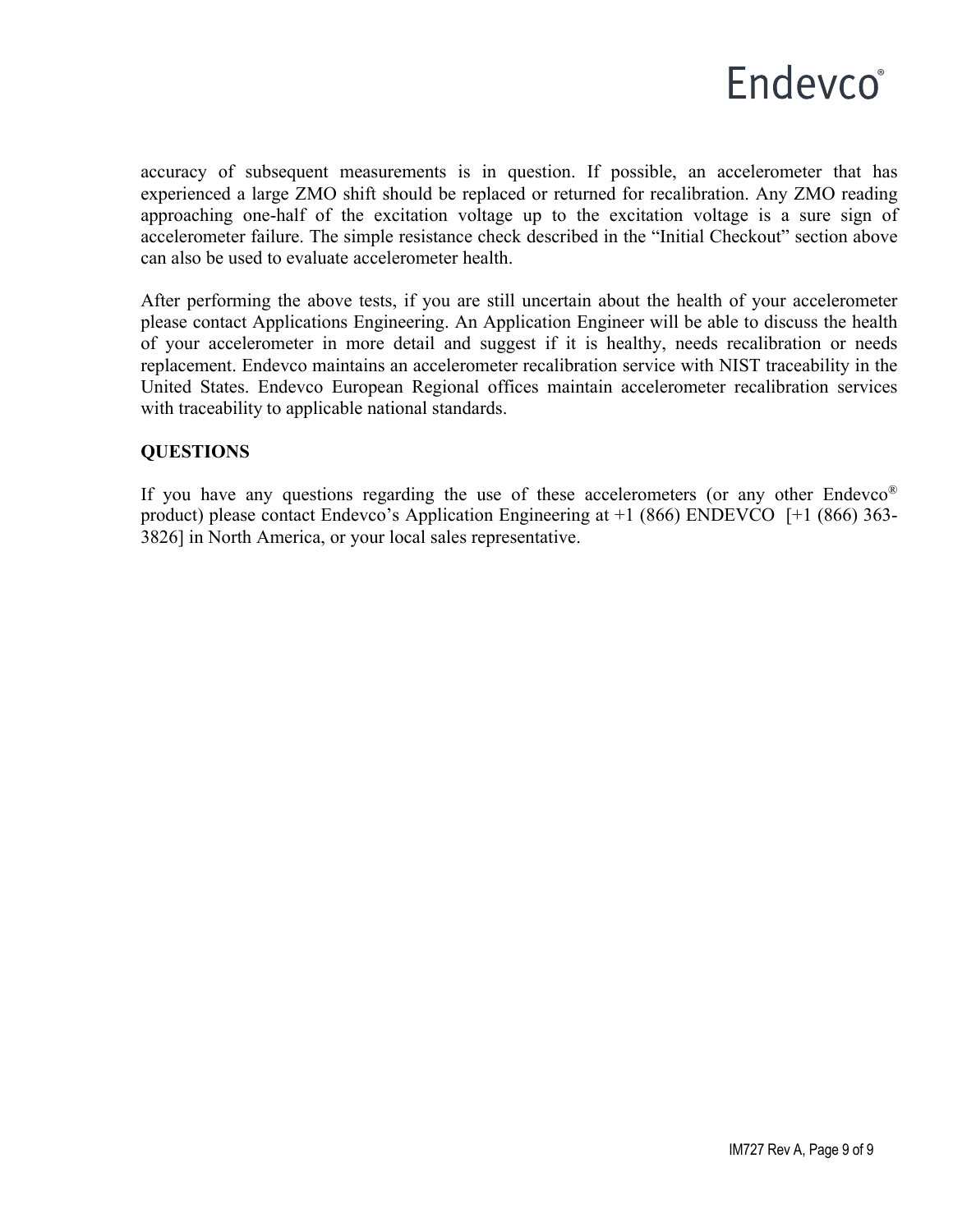accuracy of subsequent measurements is in question. If possible, an accelerometer that has experienced a large ZMO shift should be replaced or returned for recalibration. Any ZMO reading approaching one-half of the excitation voltage up to the excitation voltage is a sure sign of accelerometer failure. The simple resistance check described in the "Initial Checkout" section above can also be used to evaluate accelerometer health.

After performing the above tests, if you are still uncertain about the health of your accelerometer please contact Applications Engineering. An Application Engineer will be able to discuss the health of your accelerometer in more detail and suggest if it is healthy, needs recalibration or needs replacement. Endevco maintains an accelerometer recalibration service with NIST traceability in the United States. Endevco European Regional offices maintain accelerometer recalibration services with traceability to applicable national standards.

**QUESTIONS**

If you have any questions regarding the use of these accelerometers (or any other Endevco® product) please contact Endevco's Application Engineering at +1 (866) ENDEVCO [+1 (866) 363-3826] in North America, or your local sales representative.